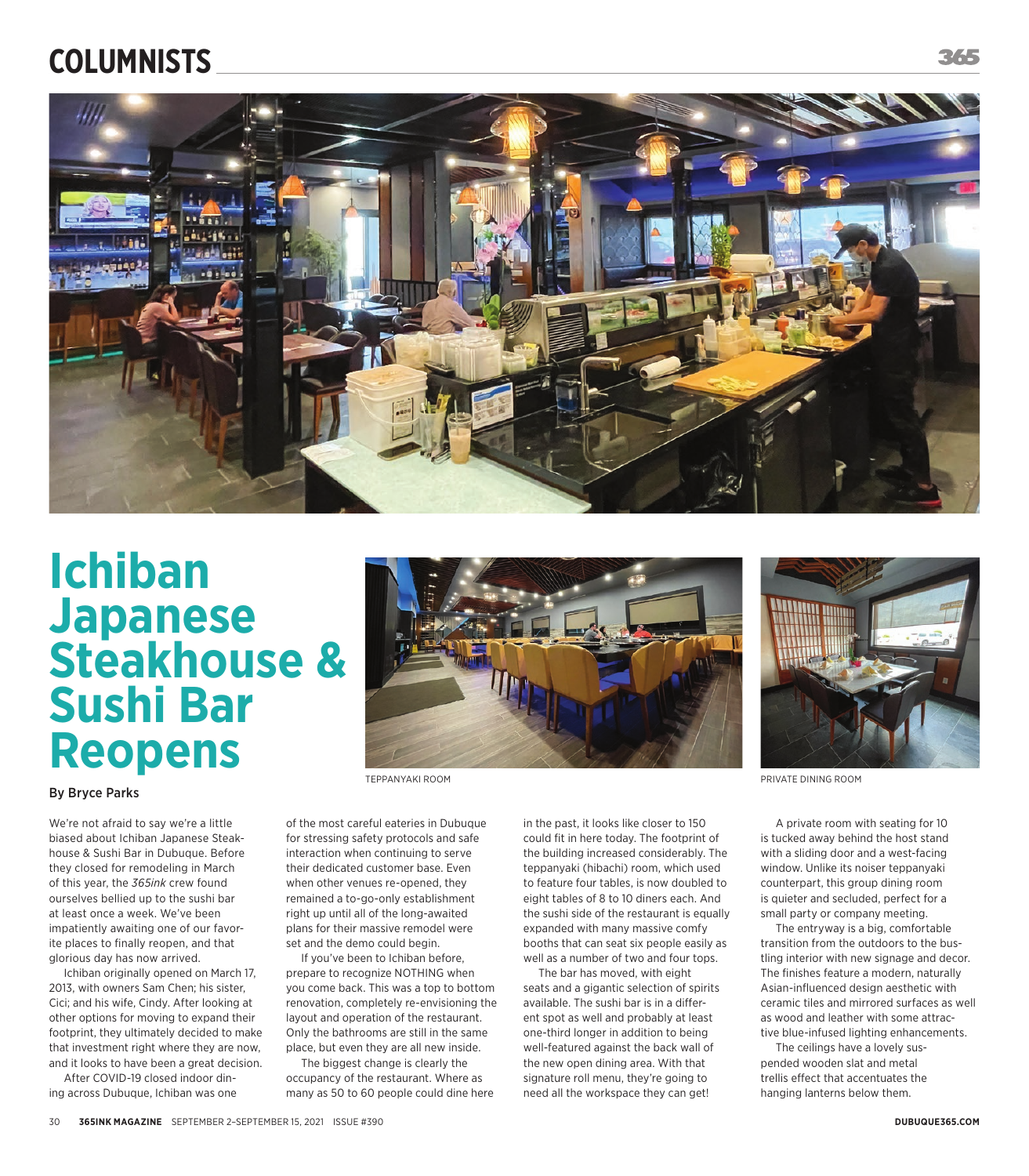# Ichiban Japanese Steakhouse & Sushi Bar Reopens

TEPPANYAKI ROOM

PRIVATE DINING ROOM

By Bryce Parks

We're not afraid to say we're a little biased about Ichiban Japanese Steakhouse & Sushi Bar in Dubuque. Before they closed for remodeling in March of this year, the *365ink* crew found ourselves bellied up to the sushi bar at least once a week. We've been impatiently awaiting one of our favorite places to finally reopen, and that glorious day has now arrived.

Ichiban originally opened on March 17, 2013, with owners Sam Chen; his sister, Cici; and his wife, Cindy. After looking at other options for moving to expand their footprint, they ultimately decided to make that investment right where they are now, and it looks to have been a great decision.

After COVID-19 closed indoor dining across Dubuque, Ichiban was one of the most careful eateries in Dubuque for stressing safety protocols and safe interaction when continuing to serve their dedicated customer base. Even when other venues re-opened, they remained a to-go-only establishment right up until all of the long-awaited plans for their massive remodel were set and the demo could begin.

If you've been to Ichiban before, prepare to recognize NOTHING when you come back. This was a top to bottom renovation, completely re-envisioning the layout and operation of the restaurant. Only the bathrooms are still in the same place, but even they are all new inside.

The biggest change is clearly the occupancy of the restaurant. Where as many as 50 to 60 people could dine here in the past, it looks like closer to 150 could fit in here today. The footprint of the building increased considerably. The teppanyaki (hibachi) room, which used to feature four tables, is now doubled to eight tables of 8 to 10 diners each. And the sushi side of the restaurant is equally expanded with many massive comfy booths that can seat six people easily as well as a number of two and four tops.

The bar has moved, with eight seats and a gigantic selection of spirits available. The sushi bar is in a different spot as well and probably at least one-third longer in addition to being well-featured against the back wall of the new open dining area. With that signature roll menu, they're going to need all the workspace they can get!

A private room with seating for 10 is tucked away behind the host stand with a sliding door and a west-facing window. Unlike its noiser teppanyaki counterpart, this group dining room is quieter and secluded, perfect for a small party or company meeting.

The entryway is a big, comfortable transition from the outdoors to the bustling interior with new signage and decor. The finishes feature a modern, naturally Asian-influenced design aesthetic with ceramic tiles and mirrored surfaces as well as wood and leather with some attractive blue-infused lighting enhancements.

The ceilings have a lovely suspended wooden slat and metal trellis effect that accentuates the hanging lanterns below them.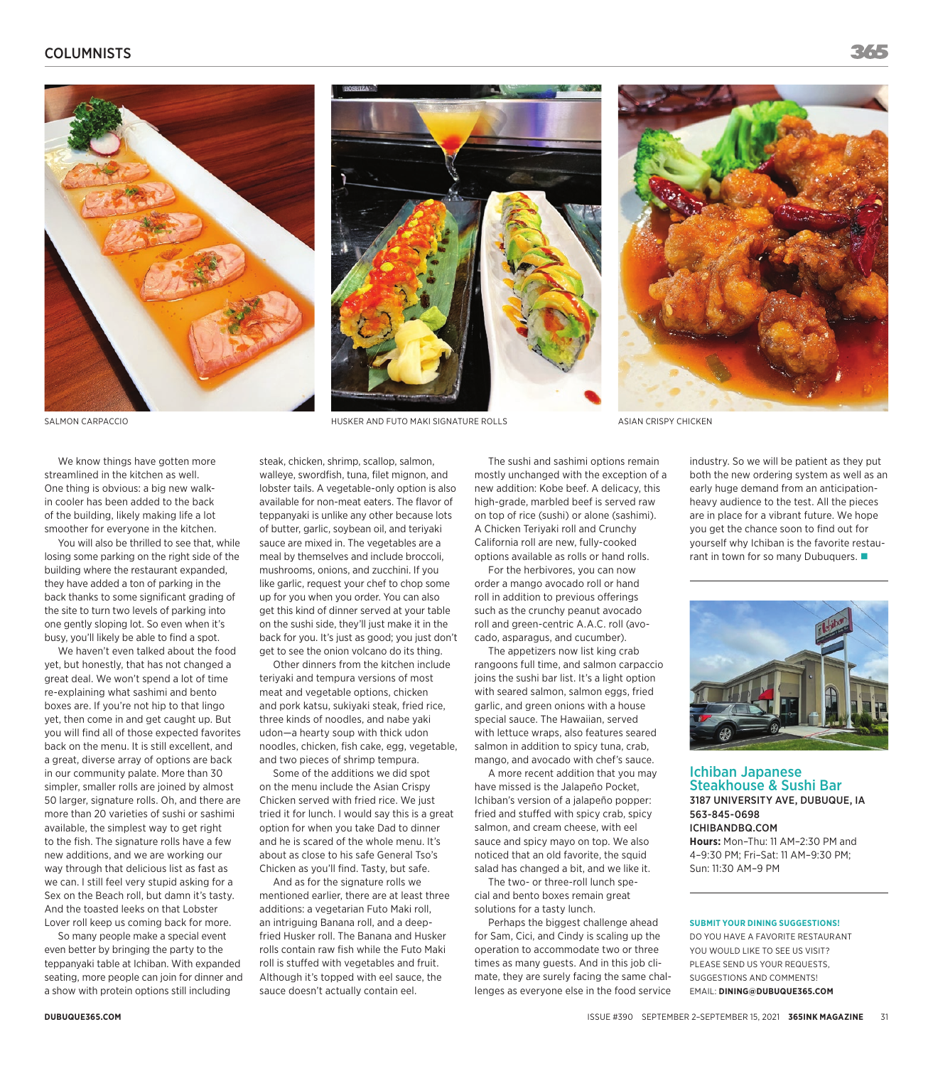SALMON CARPACCIO

HUSKER AND FUTO MAKI SIGNATURE ROLLS

ASIAN CRISPY CHICKEN

We know things have gotten more streamlined in the kitchen as well. One thing is obvious: a big new walk-in cooler has been added to the back of the building, likely making life a lot smoother for everyone in the kitchen.

You will also be thrilled to see that, while losing some parking on the right side of the building where the restaurant expanded, they have added a ton of parking in the back thanks to some significant grading of the site to turn two levels of parking into one gently sloping lot. So even when it's busy, you'll likely be able to find a spot.

We haven't even talked about the food yet, but honestly, that has not changed a great deal. We won't spend a lot of time re-explaining what sashimi and bento boxes are. If you're not hip to that lingo yet, then come in and get caught up. But you will find all of those expected favorites back on the menu. It is still excellent, and a great, diverse array of options are back in our community palate. More than 30 simpler, smaller rolls are joined by almost 50 larger, signature rolls. Oh, and there are more than 20 varieties of sushi or sashimi available, the simplest way to get right to the fish. The signature rolls have a few new additions, and we are working our way through that delicious list as fast as we can. I still feel very stupid asking for a Sex on the Beach roll, but damn it's tasty. And the toasted leeks on that Lobster Lover roll keep us coming back for more.

So many people make a special event even better by bringing the party to the teppanyaki table at Ichiban. With expanded seating, more people can join for dinner and a show with protein options still including steak, chicken, shrimp, scallop, salmon, walleye, swordfish, tuna, filet mignon, and lobster tails. A vegetable-only option is also available for non-meat eaters. The flavor of teppanyaki is unlike any other because lots of butter, garlic, soybean oil, and teriyaki sauce are mixed in. The vegetables are a meal by themselves and include broccoli, mushrooms, onions, and zucchini. If you like garlic, request your chef to chop some up for you when you order. You can also get this kind of dinner served at your table on the sushi side, they'll just make it in the back for you. It's just as good; you just don't get to see the onion volcano do its thing.

Other dinners from the kitchen include teriyaki and tempura versions of most meat and vegetable options, chicken and pork katsu, sukiyaki steak, fried rice, three kinds of noodles, and nabe yaki udon—a hearty soup with thick udon noodles, chicken, fish cake, egg, vegetable, and two pieces of shrimp tempura.

Some of the additions we did spot on the menu include the Asian Crispy Chicken served with fried rice. We just tried it for lunch. I would say this is a great option for when you take Dad to dinner and he is scared of the whole menu. It's about as close to his safe General Tso's Chicken as you'll find. Tasty, but safe.

And as for the signature rolls we mentioned earlier, there are at least three additions: a vegetarian Futo Maki roll, an intriguing Banana roll, and a deep-fried Husker roll. The Banana and Husker rolls contain raw fish while the Futo Maki roll is stuffed with vegetables and fruit. Although it's topped with eel sauce, the sauce doesn't actually contain eel.

The sushi and sashimi options remain mostly unchanged with the exception of a new addition: Kobe beef. A delicacy, this high-grade, marbled beef is served raw on top of rice (sushi) or alone (sashimi). A Chicken Teriyaki roll and Crunchy California roll are new, fully-cooked options available as rolls or hand rolls.

For the herbivores, you can now order a mango avocado roll or hand roll in addition to previous offerings such as the crunchy peanut avocado roll and green-centric A.A.C. roll (avocado, asparagus, and cucumber).

The appetizers now list king crab rangoons full time, and salmon carpaccio joins the sushi bar list. It's a light option with seared salmon, salmon eggs, fried garlic, and green onions with a house special sauce. The Hawaiian, served with lettuce wraps, also features seared salmon in addition to spicy tuna, crab, mango, and avocado with chef's sauce.

A more recent addition that you may have missed is the Jalapeño Pocket, Ichiban's version of a jalapeño popper: fried and stuffed with spicy crab, spicy salmon, and cream cheese, with eel sauce and spicy mayo on top. We also noticed that an old favorite, the squid salad has changed a bit, and we like it.

The two- or three-roll lunch special and bento boxes remain great solutions for a tasty lunch.

Perhaps the biggest challenge ahead for Sam, Cici, and Cindy is scaling up the operation to accommodate two or three times as many guests. And in this job climate, they are surely facing the same challenges as everyone else in the food service industry. So we will be patient as they put both the new ordering system as well as an early huge demand from an anticipation-heavy audience to the test. All the pieces are in place for a vibrant future. We hope you get the chance soon to find out for yourself why Ichiban is the favorite restaurant in town for so many Dubuquers. ■

## Ichiban Japanese Steakhouse & Sushi Bar

**3187 UNIVERSITY AVE, DUBUQUE, IA**
**563-845-0698**
**ICHIBANDBQ.COM**
**Hours:** Mon–Thu: 11 AM–2:30 PM and 4–9:30 PM; Fri–Sat: 11 AM–9:30 PM; Sun: 11:30 AM–9 PM

**SUBMIT YOUR DINING SUGGESTIONS!**

DO YOU HAVE A FAVORITE RESTAURANT YOU WOULD LIKE TO SEE US VISIT? PLEASE SEND US YOUR REQUESTS, SUGGESTIONS AND COMMENTS! EMAIL: **DINING@DUBUQUE365.COM**